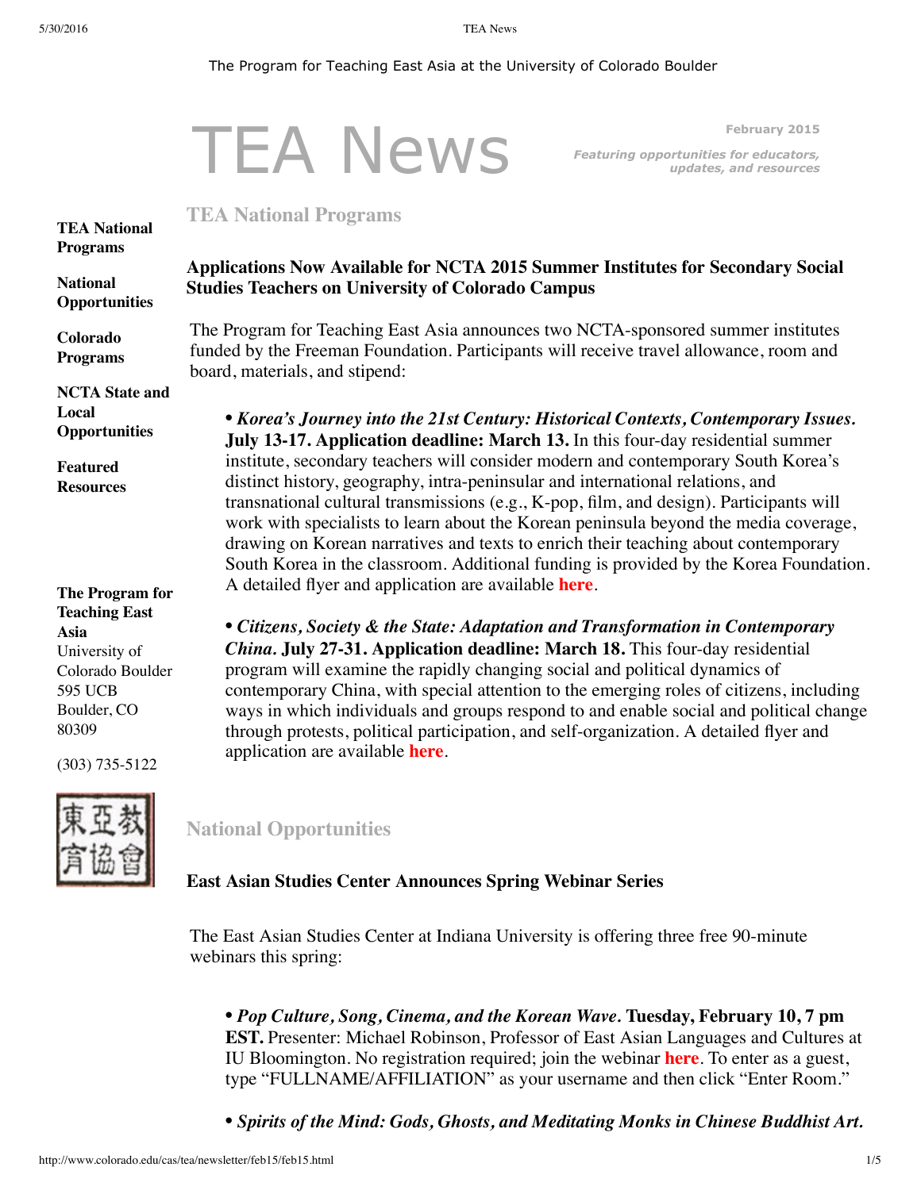The Program for Teaching East Asia at the University of Colorado Boulder

# TEA News

**February 2015**

***Featuring opportunities for educators, updates, and resources***

**TEA National Programs**

**National Opportunities**

**Colorado Programs**

**NCTA State and Local Opportunities**

**Featured Resources**

**The Program for Teaching East Asia**
University of Colorado Boulder
595 UCB
Boulder, CO
80309

(303) 735-5122

東亞教育協會

## TEA National Programs

### Applications Now Available for NCTA 2015 Summer Institutes for Secondary Social Studies Teachers on University of Colorado Campus

The Program for Teaching East Asia announces two NCTA-sponsored summer institutes funded by the Freeman Foundation. Participants will receive travel allowance, room and board, materials, and stipend:

- ***Korea's Journey into the 21st Century: Historical Contexts, Contemporary Issues.*** **July 13-17. Application deadline: March 13.** In this four-day residential summer institute, secondary teachers will consider modern and contemporary South Korea's distinct history, geography, intra-peninsular and international relations, and transnational cultural transmissions (e.g., K-pop, film, and design). Participants will work with specialists to learn about the Korean peninsula beyond the media coverage, drawing on Korean narratives and texts to enrich their teaching about contemporary South Korea in the classroom. Additional funding is provided by the Korea Foundation. A detailed flyer and application are available **here**.

- ***Citizens, Society & the State: Adaptation and Transformation in Contemporary China.*** **July 27-31. Application deadline: March 18.** This four-day residential program will examine the rapidly changing social and political dynamics of contemporary China, with special attention to the emerging roles of citizens, including ways in which individuals and groups respond to and enable social and political change through protests, political participation, and self-organization. A detailed flyer and application are available **here**.

## National Opportunities

### East Asian Studies Center Announces Spring Webinar Series

The East Asian Studies Center at Indiana University is offering three free 90-minute webinars this spring:

- ***Pop Culture, Song, Cinema, and the Korean Wave.*** **Tuesday, February 10, 7 pm EST.** Presenter: Michael Robinson, Professor of East Asian Languages and Cultures at IU Bloomington. No registration required; join the webinar **here**. To enter as a guest, type "FULLNAME/AFFILIATION" as your username and then click "Enter Room."

- ***Spirits of the Mind: Gods, Ghosts, and Meditating Monks in Chinese Buddhist Art.***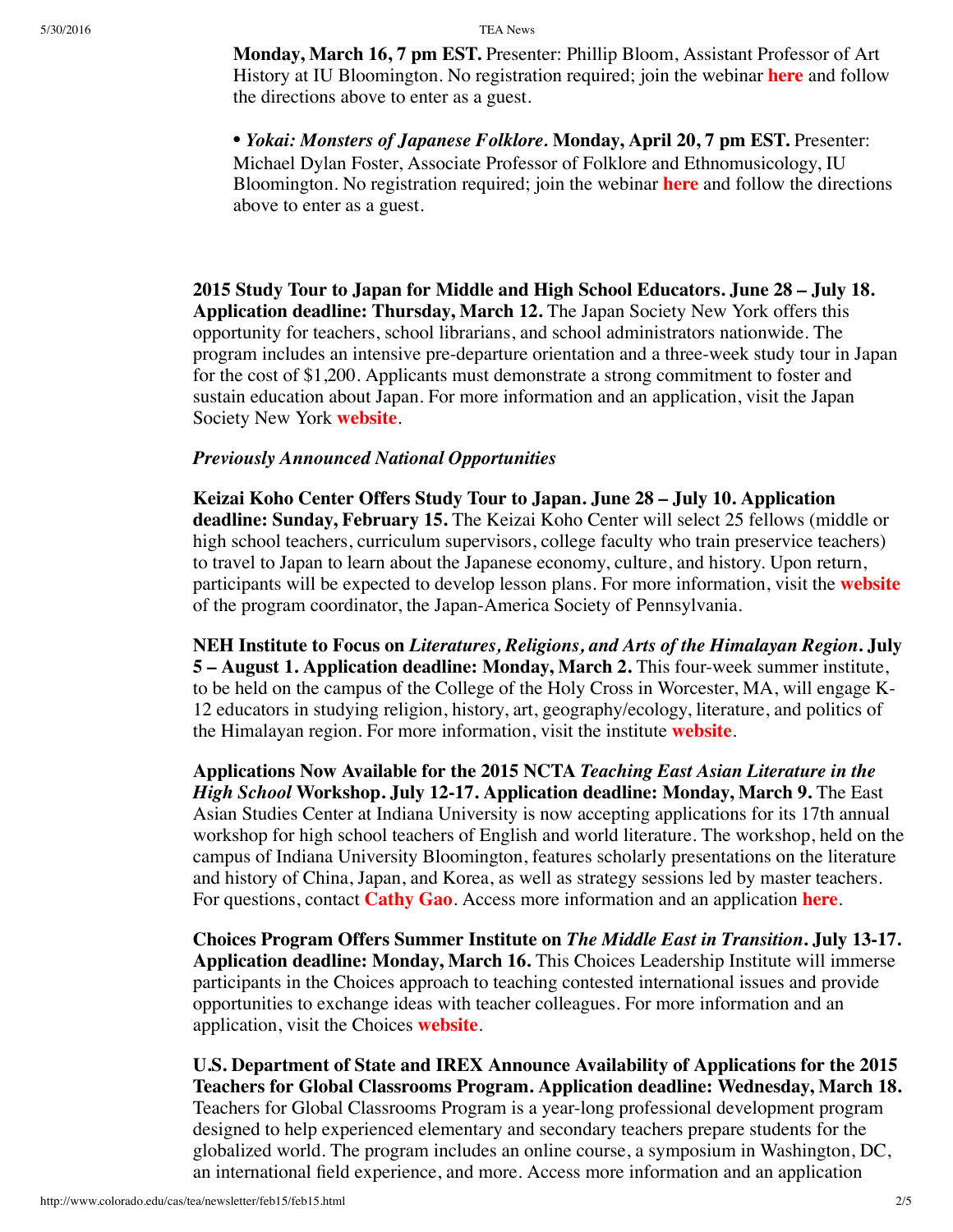**Monday, March 16, 7 pm EST.** Presenter: Phillip Bloom, Assistant Professor of Art History at IU Bloomington. No registration required; join the webinar **here** and follow the directions above to enter as a guest.

• ***Yokai: Monsters of Japanese Folklore.*** **Monday, April 20, 7 pm EST.** Presenter: Michael Dylan Foster, Associate Professor of Folklore and Ethnomusicology, IU Bloomington. No registration required; join the webinar **here** and follow the directions above to enter as a guest.

**2015 Study Tour to Japan for Middle and High School Educators. June 28 – July 18. Application deadline: Thursday, March 12.** The Japan Society New York offers this opportunity for teachers, school librarians, and school administrators nationwide. The program includes an intensive pre-departure orientation and a three-week study tour in Japan for the cost of $1,200. Applicants must demonstrate a strong commitment to foster and sustain education about Japan. For more information and an application, visit the Japan Society New York **website**.

***Previously Announced National Opportunities***

**Keizai Koho Center Offers Study Tour to Japan. June 28 – July 10. Application deadline: Sunday, February 15.** The Keizai Koho Center will select 25 fellows (middle or high school teachers, curriculum supervisors, college faculty who train preservice teachers) to travel to Japan to learn about the Japanese economy, culture, and history. Upon return, participants will be expected to develop lesson plans. For more information, visit the **website** of the program coordinator, the Japan-America Society of Pennsylvania.

**NEH Institute to Focus on *Literatures, Religions, and Arts of the Himalayan Region*. July 5 – August 1. Application deadline: Monday, March 2.** This four-week summer institute, to be held on the campus of the College of the Holy Cross in Worcester, MA, will engage K-12 educators in studying religion, history, art, geography/ecology, literature, and politics of the Himalayan region. For more information, visit the institute **website**.

**Applications Now Available for the 2015 NCTA *Teaching East Asian Literature in the High School* Workshop. July 12-17. Application deadline: Monday, March 9.** The East Asian Studies Center at Indiana University is now accepting applications for its 17th annual workshop for high school teachers of English and world literature. The workshop, held on the campus of Indiana University Bloomington, features scholarly presentations on the literature and history of China, Japan, and Korea, as well as strategy sessions led by master teachers. For questions, contact **Cathy Gao**. Access more information and an application **here**.

**Choices Program Offers Summer Institute on *The Middle East in Transition*. July 13-17. Application deadline: Monday, March 16.** This Choices Leadership Institute will immerse participants in the Choices approach to teaching contested international issues and provide opportunities to exchange ideas with teacher colleagues. For more information and an application, visit the Choices **website**.

**U.S. Department of State and IREX Announce Availability of Applications for the 2015 Teachers for Global Classrooms Program. Application deadline: Wednesday, March 18.** Teachers for Global Classrooms Program is a year-long professional development program designed to help experienced elementary and secondary teachers prepare students for the globalized world. The program includes an online course, a symposium in Washington, DC, an international field experience, and more. Access more information and an application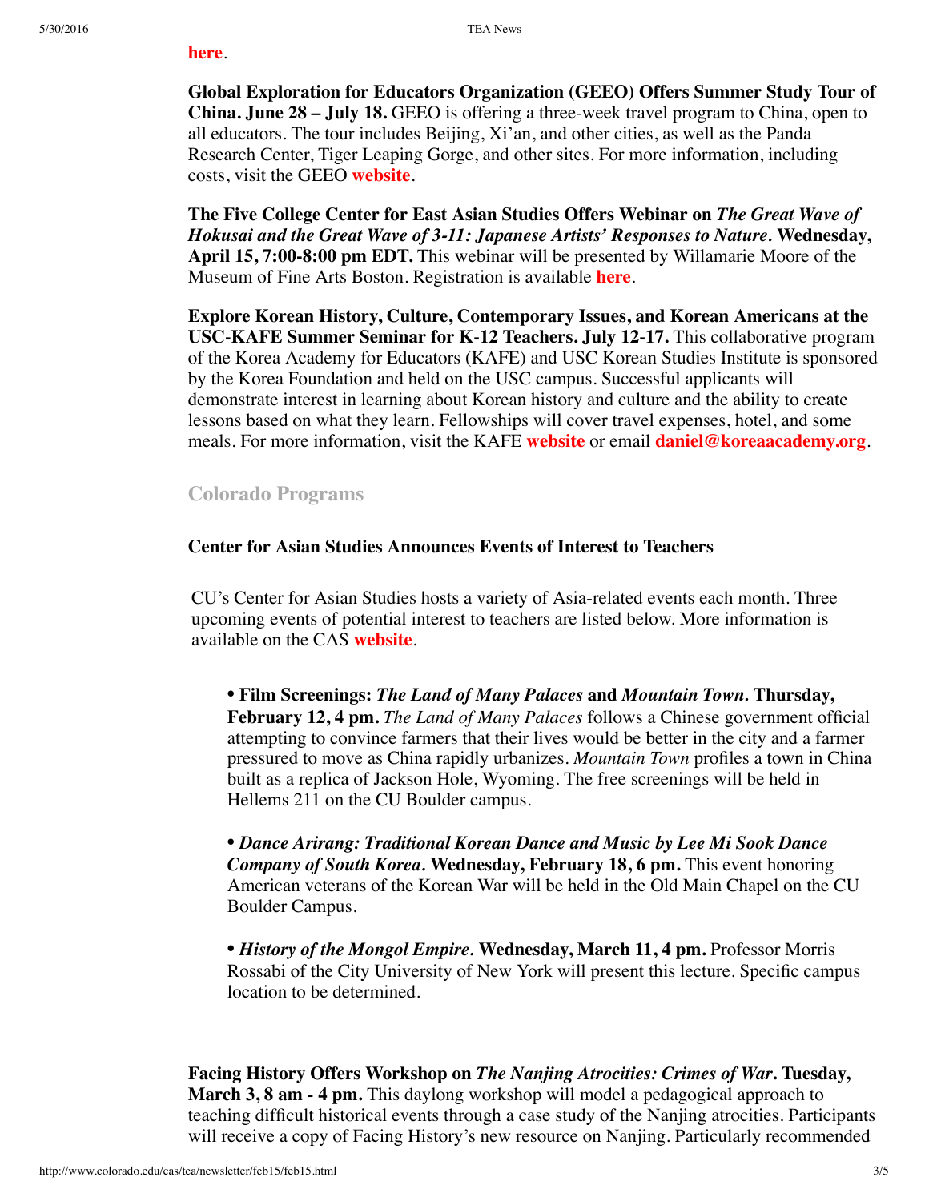here.

**Global Exploration for Educators Organization (GEEO) Offers Summer Study Tour of China. June 28 – July 18.** GEEO is offering a three-week travel program to China, open to all educators. The tour includes Beijing, Xi'an, and other cities, as well as the Panda Research Center, Tiger Leaping Gorge, and other sites. For more information, including costs, visit the GEEO **website**.

**The Five College Center for East Asian Studies Offers Webinar on *The Great Wave of Hokusai and the Great Wave of 3-11: Japanese Artists' Responses to Nature.* Wednesday, April 15, 7:00-8:00 pm EDT.** This webinar will be presented by Willamarie Moore of the Museum of Fine Arts Boston. Registration is available **here**.

**Explore Korean History, Culture, Contemporary Issues, and Korean Americans at the USC-KAFE Summer Seminar for K-12 Teachers. July 12-17.** This collaborative program of the Korea Academy for Educators (KAFE) and USC Korean Studies Institute is sponsored by the Korea Foundation and held on the USC campus. Successful applicants will demonstrate interest in learning about Korean history and culture and the ability to create lessons based on what they learn. Fellowships will cover travel expenses, hotel, and some meals. For more information, visit the KAFE **website** or email **daniel@koreaacademy.org**.

## Colorado Programs

### Center for Asian Studies Announces Events of Interest to Teachers

CU's Center for Asian Studies hosts a variety of Asia-related events each month. Three upcoming events of potential interest to teachers are listed below. More information is available on the CAS **website**.

- **Film Screenings: *The Land of Many Palaces* and *Mountain Town.* Thursday, February 12, 4 pm.** *The Land of Many Palaces* follows a Chinese government official attempting to convince farmers that their lives would be better in the city and a farmer pressured to move as China rapidly urbanizes. *Mountain Town* profiles a town in China built as a replica of Jackson Hole, Wyoming. The free screenings will be held in Hellems 211 on the CU Boulder campus.

- ***Dance Arirang: Traditional Korean Dance and Music by Lee Mi Sook Dance Company of South Korea.* Wednesday, February 18, 6 pm.** This event honoring American veterans of the Korean War will be held in the Old Main Chapel on the CU Boulder Campus.

- ***History of the Mongol Empire.* Wednesday, March 11, 4 pm.** Professor Morris Rossabi of the City University of New York will present this lecture. Specific campus location to be determined.

**Facing History Offers Workshop on *The Nanjing Atrocities: Crimes of War*. Tuesday, March 3, 8 am - 4 pm.** This daylong workshop will model a pedagogical approach to teaching difficult historical events through a case study of the Nanjing atrocities. Participants will receive a copy of Facing History's new resource on Nanjing. Particularly recommended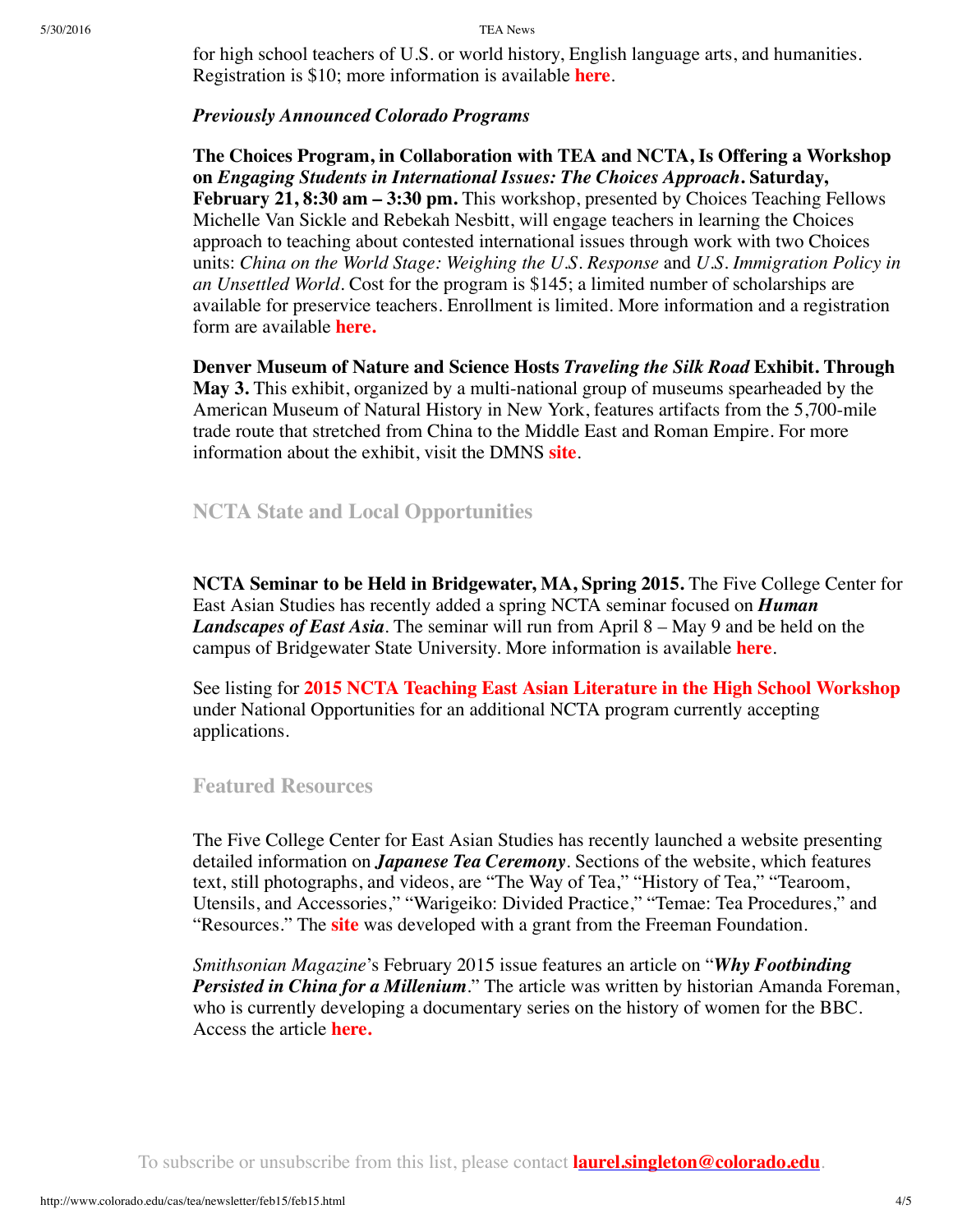for high school teachers of U.S. or world history, English language arts, and humanities. Registration is $10; more information is available **here**.

***Previously Announced Colorado Programs***

**The Choices Program, in Collaboration with TEA and NCTA, Is Offering a Workshop on *Engaging Students in International Issues: The Choices Approach*. Saturday, February 21, 8:30 am – 3:30 pm.** This workshop, presented by Choices Teaching Fellows Michelle Van Sickle and Rebekah Nesbitt, will engage teachers in learning the Choices approach to teaching about contested international issues through work with two Choices units: *China on the World Stage: Weighing the U.S. Response* and *U.S. Immigration Policy in an Unsettled World*. Cost for the program is $145; a limited number of scholarships are available for preservice teachers. Enrollment is limited. More information and a registration form are available **here.**

**Denver Museum of Nature and Science Hosts *Traveling the Silk Road* Exhibit. Through May 3.** This exhibit, organized by a multi-national group of museums spearheaded by the American Museum of Natural History in New York, features artifacts from the 5,700-mile trade route that stretched from China to the Middle East and Roman Empire. For more information about the exhibit, visit the DMNS **site**.

## NCTA State and Local Opportunities

**NCTA Seminar to be Held in Bridgewater, MA, Spring 2015.** The Five College Center for East Asian Studies has recently added a spring NCTA seminar focused on ***Human Landscapes of East Asia***. The seminar will run from April 8 – May 9 and be held on the campus of Bridgewater State University. More information is available **here**.

See listing for **2015 NCTA Teaching East Asian Literature in the High School Workshop** under National Opportunities for an additional NCTA program currently accepting applications.

## Featured Resources

The Five College Center for East Asian Studies has recently launched a website presenting detailed information on ***Japanese Tea Ceremony***. Sections of the website, which features text, still photographs, and videos, are "The Way of Tea," "History of Tea," "Tearoom, Utensils, and Accessories," "Warigeiko: Divided Practice," "Temae: Tea Procedures," and "Resources." The **site** was developed with a grant from the Freeman Foundation.

*Smithsonian Magazine*'s February 2015 issue features an article on "***Why Footbinding Persisted in China for a Millenium***." The article was written by historian Amanda Foreman, who is currently developing a documentary series on the history of women for the BBC. Access the article **here.**

To subscribe or unsubscribe from this list, please contact **laurel.singleton@colorado.edu**.